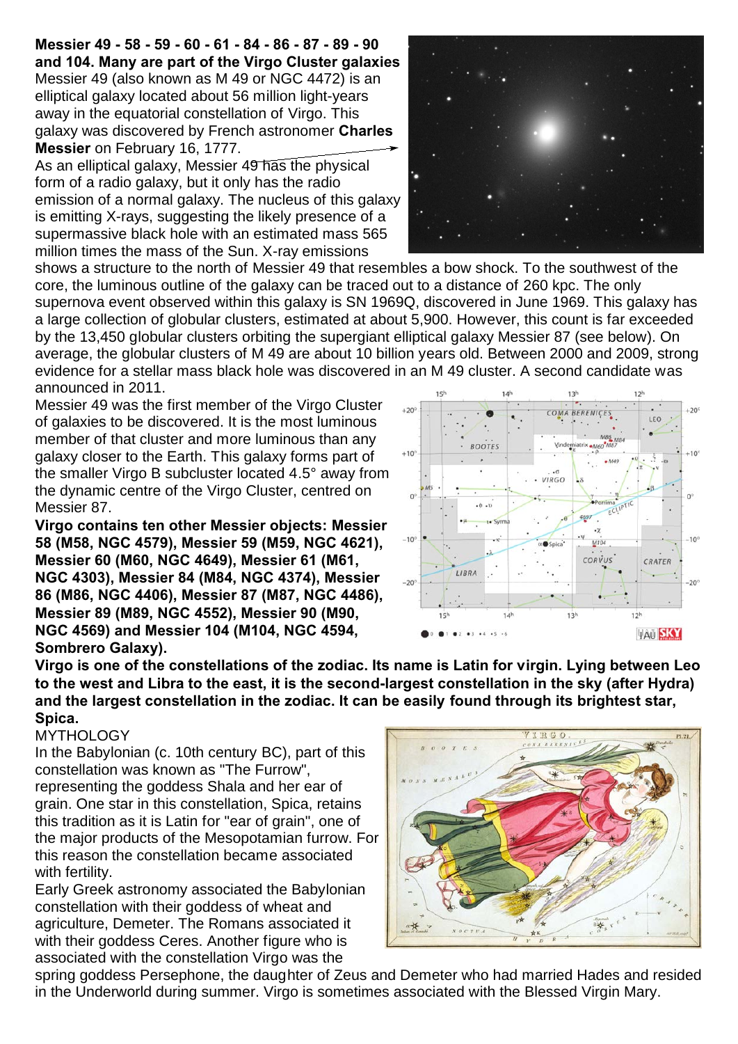**Messier 49 - 58 - 59 - 60 - 61 - 84 - 86 - 87 - 89 - 90 and 104. Many are part of the Virgo Cluster galaxies**

Messier 49 (also known as M 49 or NGC 4472) is an elliptical galaxy located about 56 million light-years away in the equatorial constellation of Virgo. This galaxy was discovered by French astronomer **Charles Messier** on February 16, 1777.

As an elliptical galaxy, Messier 49 has the physical form of a radio galaxy, but it only has the radio emission of a normal galaxy. The nucleus of this galaxy is emitting X-rays, suggesting the likely presence of a supermassive black hole with an estimated mass 565 million times the mass of the Sun. X-ray emissions shows a structure to the north of Messier 49 that resembles a bow shock. To the southwest of the core, the luminous outline of the galaxy can be traced out to a distance of 260 kpc. The only supernova event observed within this galaxy is SN 1969Q, discovered in June 1969. This galaxy has a large collection of globular clusters, estimated at about 5,900. However, this count is far exceeded by the 13,450 globular clusters orbiting the supergiant elliptical galaxy Messier 87 (see below). On average, the globular clusters of M 49 are about 10 billion years old. Between 2000 and 2009, strong evidence for a stellar mass black hole was discovered in an M 49 cluster. A second candidate was announced in 2011.

Messier 49 was the first member of the Virgo Cluster of galaxies to be discovered. It is the most luminous member of that cluster and more luminous than any galaxy closer to the Earth. This galaxy forms part of the smaller Virgo B subcluster located 4.5° away from the dynamic centre of the Virgo Cluster, centred on Messier 87.

**Virgo contains ten other Messier objects: Messier 58 (M58, NGC 4579), Messier 59 (M59, NGC 4621), Messier 60 (M60, NGC 4649), Messier 61 (M61, NGC 4303), Messier 84 (M84, NGC 4374), Messier 86 (M86, NGC 4406), Messier 87 (M87, NGC 4486), Messier 89 (M89, NGC 4552), Messier 90 (M90, NGC 4569) and Messier 104 (M104, NGC 4594, Sombrero Galaxy).**

**Virgo is one of the constellations of the zodiac. Its name is Latin for virgin. Lying between Leo to the west and Libra to the east, it is the second-largest constellation in the sky (after Hydra) and the largest constellation in the zodiac. It can be easily found through its brightest star, Spica.**

MYTHOLOGY

In the Babylonian (c. 10th century BC), part of this constellation was known as "The Furrow", representing the goddess Shala and her ear of grain. One star in this constellation, Spica, retains this tradition as it is Latin for "ear of grain", one of the major products of the Mesopotamian furrow. For this reason the constellation became associated with fertility.

Early Greek astronomy associated the Babylonian constellation with their goddess of wheat and agriculture, Demeter. The Romans associated it with their goddess Ceres. Another figure who is associated with the constellation Virgo was the spring goddess Persephone, the daughter of Zeus and Demeter who had married Hades and resided in the Underworld during summer. Virgo is sometimes associated with the Blessed Virgin Mary.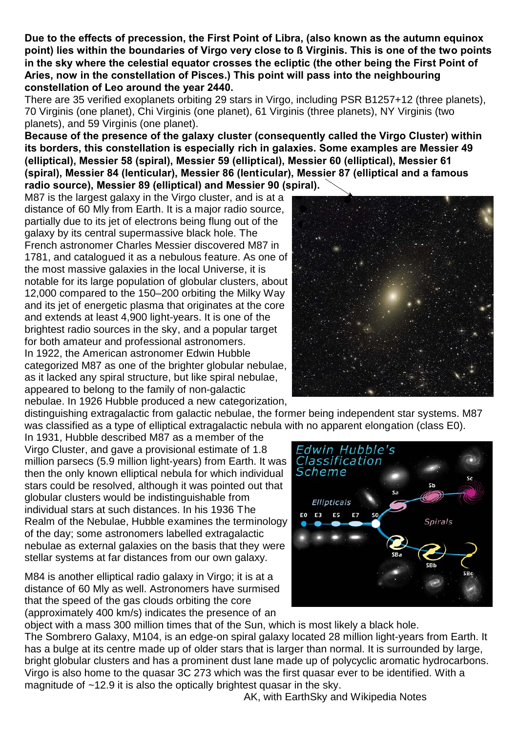**Due to the effects of precession, the First Point of Libra, (also known as the autumn equinox point) lies within the boundaries of Virgo very close to ß Virginis. This is one of the two points in the sky where the celestial equator crosses the ecliptic (the other being the First Point of Aries, now in the constellation of Pisces.) This point will pass into the neighbouring constellation of Leo around the year 2440.**

There are 35 verified exoplanets orbiting 29 stars in Virgo, including PSR B1257+12 (three planets), 70 Virginis (one planet), Chi Virginis (one planet), 61 Virginis (three planets), NY Virginis (two planets), and 59 Virginis (one planet).

**Because of the presence of the galaxy cluster (consequently called the Virgo Cluster) within its borders, this constellation is especially rich in galaxies. Some examples are Messier 49 (elliptical), Messier 58 (spiral), Messier 59 (elliptical), Messier 60 (elliptical), Messier 61 (spiral), Messier 84 (lenticular), Messier 86 (lenticular), Messier 87 (elliptical and a famous radio source), Messier 89 (elliptical) and Messier 90 (spiral).**

M87 is the largest galaxy in the Virgo cluster, and is at a distance of 60 Mly from Earth. It is a major radio source, partially due to its jet of electrons being flung out of the galaxy by its central supermassive black hole. The French astronomer Charles Messier discovered M87 in 1781, and catalogued it as a nebulous feature. As one of the most massive galaxies in the local Universe, it is notable for its large population of globular clusters, about 12,000 compared to the 150–200 orbiting the Milky Way and its jet of energetic plasma that originates at the core and extends at least 4,900 light-years. It is one of the brightest radio sources in the sky, and a popular target for both amateur and professional astronomers.

In 1922, the American astronomer Edwin Hubble categorized M87 as one of the brighter globular nebulae, as it lacked any spiral structure, but like spiral nebulae, appeared to belong to the family of non-galactic nebulae. In 1926 Hubble produced a new categorization, distinguishing extragalactic from galactic nebulae, the former being independent star systems. M87 was classified as a type of elliptical extragalactic nebula with no apparent elongation (class E0).

In 1931, Hubble described M87 as a member of the Virgo Cluster, and gave a provisional estimate of 1.8 million parsecs (5.9 million light-years) from Earth. It was then the only known elliptical nebula for which individual stars could be resolved, although it was pointed out that globular clusters would be indistinguishable from individual stars at such distances. In his 1936 The Realm of the Nebulae, Hubble examines the terminology of the day; some astronomers labelled extragalactic nebulae as external galaxies on the basis that they were stellar systems at far distances from our own galaxy.

Edwin Hubble's Classification Scheme

Ellipticals

E0 E3 E5 E7 S0

Sa Sb Sc

Spirals

SBa SBb SBc

M84 is another elliptical radio galaxy in Virgo; it is at a distance of 60 Mly as well. Astronomers have surmised that the speed of the gas clouds orbiting the core (approximately 400 km/s) indicates the presence of an object with a mass 300 million times that of the Sun, which is most likely a black hole.

The Sombrero Galaxy, M104, is an edge-on spiral galaxy located 28 million light-years from Earth. It has a bulge at its centre made up of older stars that is larger than normal. It is surrounded by large, bright globular clusters and has a prominent dust lane made up of polycyclic aromatic hydrocarbons.

Virgo is also home to the quasar 3C 273 which was the first quasar ever to be identified. With a magnitude of ~12.9 it is also the optically brightest quasar in the sky.

AK, with EarthSky and Wikipedia Notes